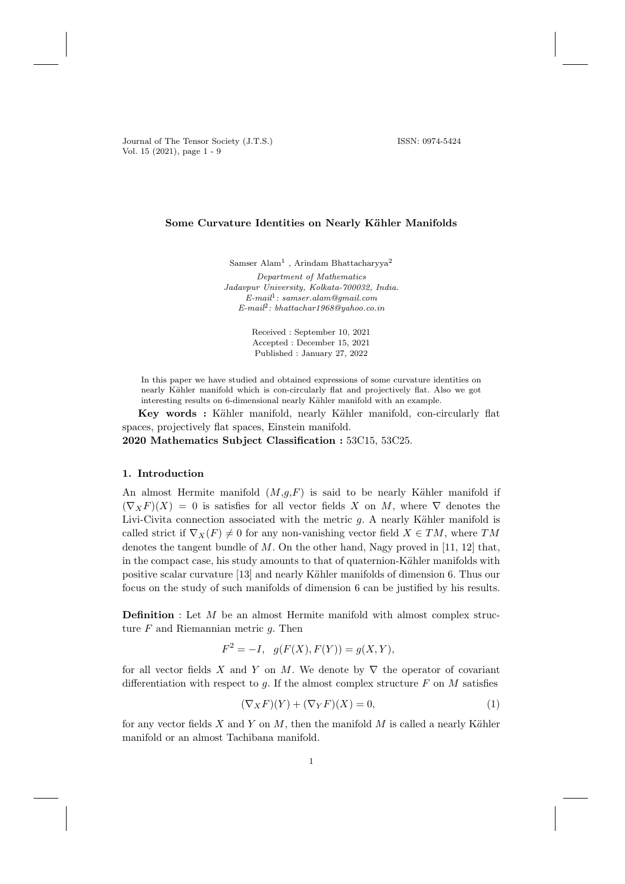# Some Curvature Identities on Nearly Kähler Manifolds

Samser Alam[1] , Arindam Bhattacharyya[2]

*Department of Mathematics*
*Jadavpur University, Kolkata-700032, India.*
*E-mail[1]: samser.alam@gmail.com*
*E-mail[2]: bhattachar1968@yahoo.co.in*

Received : September 10, 2021
Accepted : December 15, 2021
Published : January 27, 2022

In this paper we have studied and obtained expressions of some curvature identities on nearly Kähler manifold which is con-circularly flat and projectively flat. Also we got interesting results on 6-dimensional nearly Kähler manifold with an example.

**Key words :** Kähler manifold, nearly Kähler manifold, con-circularly flat spaces, projectively flat spaces, Einstein manifold.

**2020 Mathematics Subject Classification :** 53C15, 53C25.

## 1. Introduction

An almost Hermite manifold $(M,g,F)$ is said to be nearly Kähler manifold if $(\nabla_X F)(X) = 0$ is satisfies for all vector fields $X$ on $M$, where $\nabla$ denotes the Livi-Civita connection associated with the metric $g$. A nearly Kähler manifold is called strict if $\nabla_X(F) \neq 0$ for any non-vanishing vector field $X \in TM$, where $TM$ denotes the tangent bundle of $M$. On the other hand, Nagy proved in [11, 12] that, in the compact case, his study amounts to that of quaternion-Kähler manifolds with positive scalar curvature [13] and nearly Kähler manifolds of dimension 6. Thus our focus on the study of such manifolds of dimension 6 can be justified by his results.

**Definition** : Let $M$ be an almost Hermite manifold with almost complex structure $F$ and Riemannian metric $g$. Then

$$F^2 = -I, \quad g(F(X), F(Y)) = g(X, Y),$$

for all vector fields $X$ and $Y$ on $M$. We denote by $\nabla$ the operator of covariant differentiation with respect to $g$. If the almost complex structure $F$ on $M$ satisfies

$$(\nabla_X F)(Y) + (\nabla_Y F)(X) = 0, \tag{1}$$

for any vector fields $X$ and $Y$ on $M$, then the manifold $M$ is called a nearly Kähler manifold or an almost Tachibana manifold.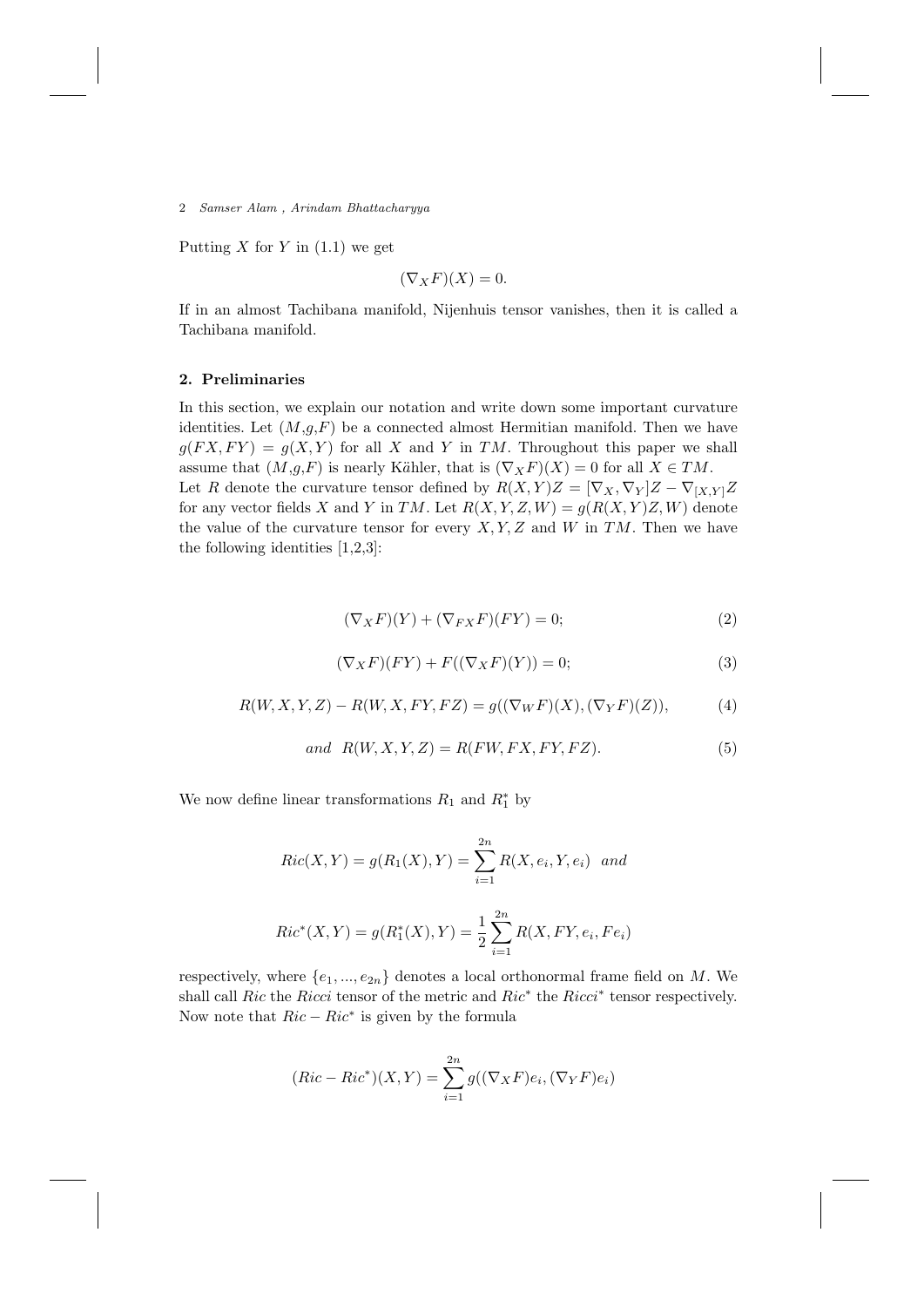Putting $X$ for $Y$ in (1.1) we get

$$(\nabla_X F)(X) = 0.$$

If in an almost Tachibana manifold, Nijenhuis tensor vanishes, then it is called a Tachibana manifold.

## 2. Preliminaries

In this section, we explain our notation and write down some important curvature identities. Let $(M,g,F)$ be a connected almost Hermitian manifold. Then we have $g(FX, FY) = g(X, Y)$ for all $X$ and $Y$ in $TM$. Throughout this paper we shall assume that $(M,g,F)$ is nearly Kähler, that is $(\nabla_X F)(X) = 0$ for all $X \in TM$.
Let $R$ denote the curvature tensor defined by $R(X, Y)Z = [\nabla_X, \nabla_Y]Z - \nabla_{[X,Y]}Z$ for any vector fields $X$ and $Y$ in $TM$. Let $R(X, Y, Z, W) = g(R(X, Y)Z, W)$ denote the value of the curvature tensor for every $X, Y, Z$ and $W$ in $TM$. Then we have the following identities [1,2,3]:

$$(\nabla_X F)(Y) + (\nabla_{FX} F)(FY) = 0; \tag{2}$$

$$(\nabla_X F)(FY) + F((\nabla_X F)(Y)) = 0; \tag{3}$$

$$R(W, X, Y, Z) - R(W, X, FY, FZ) = g((\nabla_W F)(X), (\nabla_Y F)(Z)), \tag{4}$$

$$and \;\; R(W, X, Y, Z) = R(FW, FX, FY, FZ). \tag{5}$$

We now define linear transformations $R_1$ and $R_1^*$ by

$$Ric(X, Y) = g(R_1(X), Y) = \sum_{i=1}^{2n} R(X, e_i, Y, e_i) \;\; and$$

$$Ric^*(X, Y) = g(R_1^*(X), Y) = \frac{1}{2} \sum_{i=1}^{2n} R(X, FY, e_i, Fe_i)$$

respectively, where $\{e_1, ..., e_{2n}\}$ denotes a local orthonormal frame field on $M$. We shall call $Ric$ the *Ricci* tensor of the metric and $Ric^*$ the *Ricci*$^*$ tensor respectively. Now note that $Ric - Ric^*$ is given by the formula

$$(Ric - Ric^*)(X, Y) = \sum_{i=1}^{2n} g((\nabla_X F)e_i, (\nabla_Y F)e_i)$$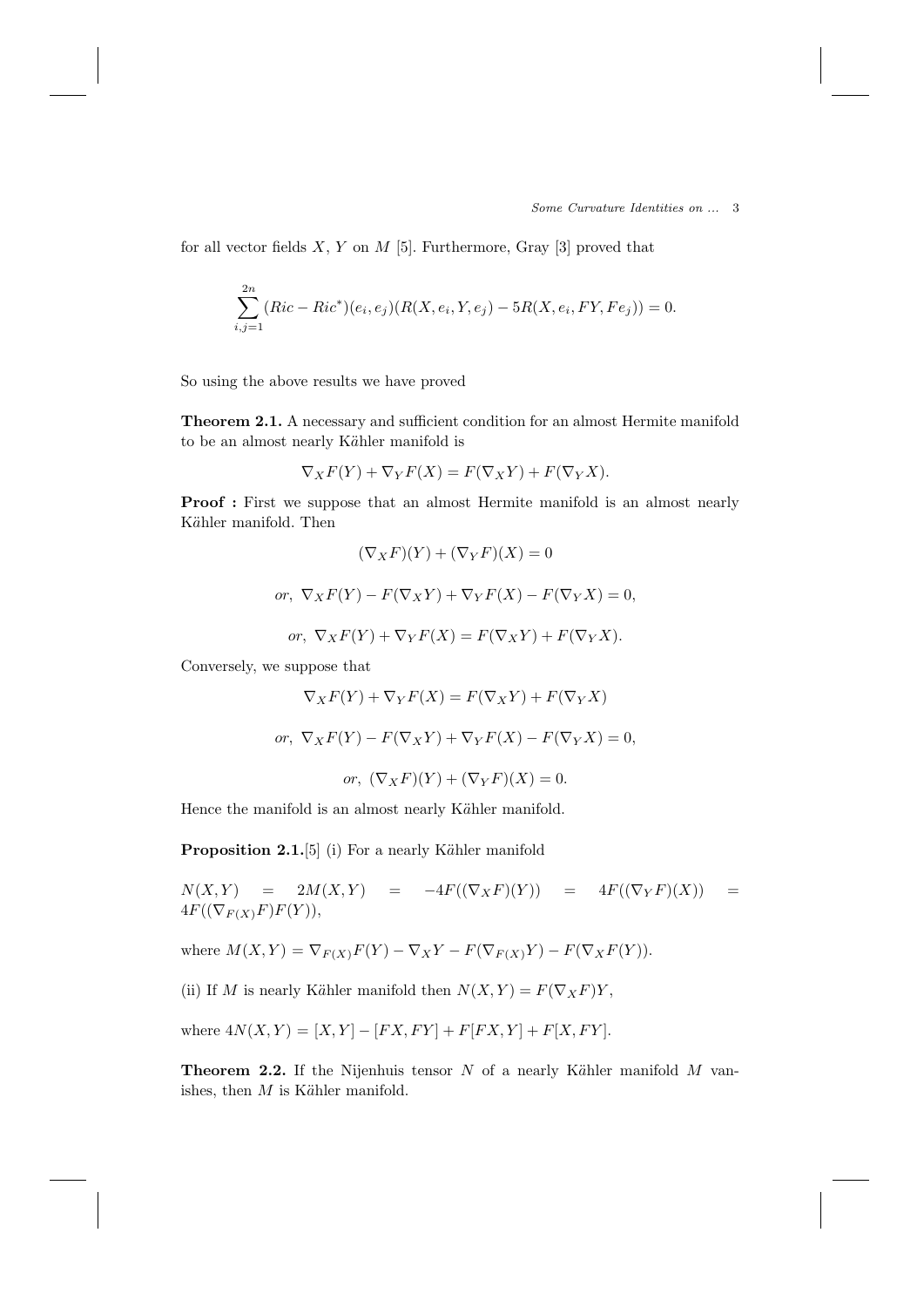for all vector fields $X$, $Y$ on $M$ [5]. Furthermore, Gray [3] proved that

$$\sum_{i,j=1}^{2n} (Ric - Ric^*)(e_i, e_j)(R(X, e_i, Y, e_j) - 5R(X, e_i, FY, Fe_j)) = 0.$$

So using the above results we have proved

**Theorem 2.1.** A necessary and sufficient condition for an almost Hermite manifold to be an almost nearly Kähler manifold is

$$\nabla_X F(Y) + \nabla_Y F(X) = F(\nabla_X Y) + F(\nabla_Y X).$$

**Proof :** First we suppose that an almost Hermite manifold is an almost nearly Kähler manifold. Then

$$(\nabla_X F)(Y) + (\nabla_Y F)(X) = 0$$

$$or,\ \nabla_X F(Y) - F(\nabla_X Y) + \nabla_Y F(X) - F(\nabla_Y X) = 0,$$

$$or,\ \nabla_X F(Y) + \nabla_Y F(X) = F(\nabla_X Y) + F(\nabla_Y X).$$

Conversely, we suppose that

$$\nabla_X F(Y) + \nabla_Y F(X) = F(\nabla_X Y) + F(\nabla_Y X)$$

$$or,\ \nabla_X F(Y) - F(\nabla_X Y) + \nabla_Y F(X) - F(\nabla_Y X) = 0,$$

$$or,\ (\nabla_X F)(Y) + (\nabla_Y F)(X) = 0.$$

Hence the manifold is an almost nearly Kähler manifold.

**Proposition 2.1.**[5] (i) For a nearly Kähler manifold

$N(X, Y) = 2M(X, Y) = -4F((\nabla_X F)(Y)) = 4F((\nabla_Y F)(X)) = 4F((\nabla_{F(X)} F)F(Y))$,

where $M(X, Y) = \nabla_{F(X)} F(Y) - \nabla_X Y - F(\nabla_{F(X)} Y) - F(\nabla_X F(Y))$.

(ii) If $M$ is nearly Kähler manifold then $N(X, Y) = F(\nabla_X F)Y$,

where $4N(X, Y) = [X, Y] - [FX, FY] + F[FX, Y] + F[X, FY]$.

**Theorem 2.2.** If the Nijenhuis tensor $N$ of a nearly Kähler manifold $M$ vanishes, then $M$ is Kähler manifold.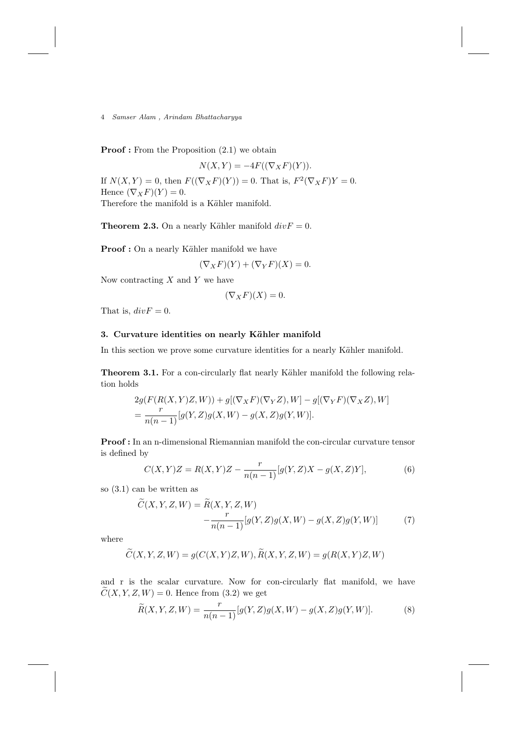**Proof :** From the Proposition (2.1) we obtain

$$N(X,Y) = -4F((\nabla_X F)(Y)).$$

If $N(X,Y) = 0$, then $F((\nabla_X F)(Y)) = 0$. That is, $F^2(\nabla_X F)Y = 0$.
Hence $(\nabla_X F)(Y) = 0$.
Therefore the manifold is a Kähler manifold.

**Theorem 2.3.** On a nearly Kähler manifold $divF = 0$.

**Proof :** On a nearly Kähler manifold we have

$$(\nabla_X F)(Y) + (\nabla_Y F)(X) = 0.$$

Now contracting $X$ and $Y$ we have

$$(\nabla_X F)(X) = 0.$$

That is, $divF = 0$.

### 3. Curvature identities on nearly Kähler manifold

In this section we prove some curvature identities for a nearly Kähler manifold.

**Theorem 3.1.** For a con-circularly flat nearly Kähler manifold the following relation holds

$$2g(F(R(X,Y)Z,W)) + g[(\nabla_X F)(\nabla_Y Z), W] - g[(\nabla_Y F)(\nabla_X Z), W]$$
$$= \frac{r}{n(n-1)}[g(Y,Z)g(X,W) - g(X,Z)g(Y,W)].$$

**Proof :** In an n-dimensional Riemannian manifold the con-circular curvature tensor is defined by

$$C(X,Y)Z = R(X,Y)Z - \frac{r}{n(n-1)}[g(Y,Z)X - g(X,Z)Y], \tag{6}$$

so (3.1) can be written as

$$\widetilde{C}(X,Y,Z,W) = \widetilde{R}(X,Y,Z,W) - \frac{r}{n(n-1)}[g(Y,Z)g(X,W) - g(X,Z)g(Y,W)] \tag{7}$$

where

$$\widetilde{C}(X,Y,Z,W) = g(C(X,Y)Z,W), \widetilde{R}(X,Y,Z,W) = g(R(X,Y)Z,W)$$

and r is the scalar curvature. Now for con-circularly flat manifold, we have $\widetilde{C}(X,Y,Z,W) = 0$. Hence from (3.2) we get

$$\widetilde{R}(X,Y,Z,W) = \frac{r}{n(n-1)}[g(Y,Z)g(X,W) - g(X,Z)g(Y,W)]. \tag{8}$$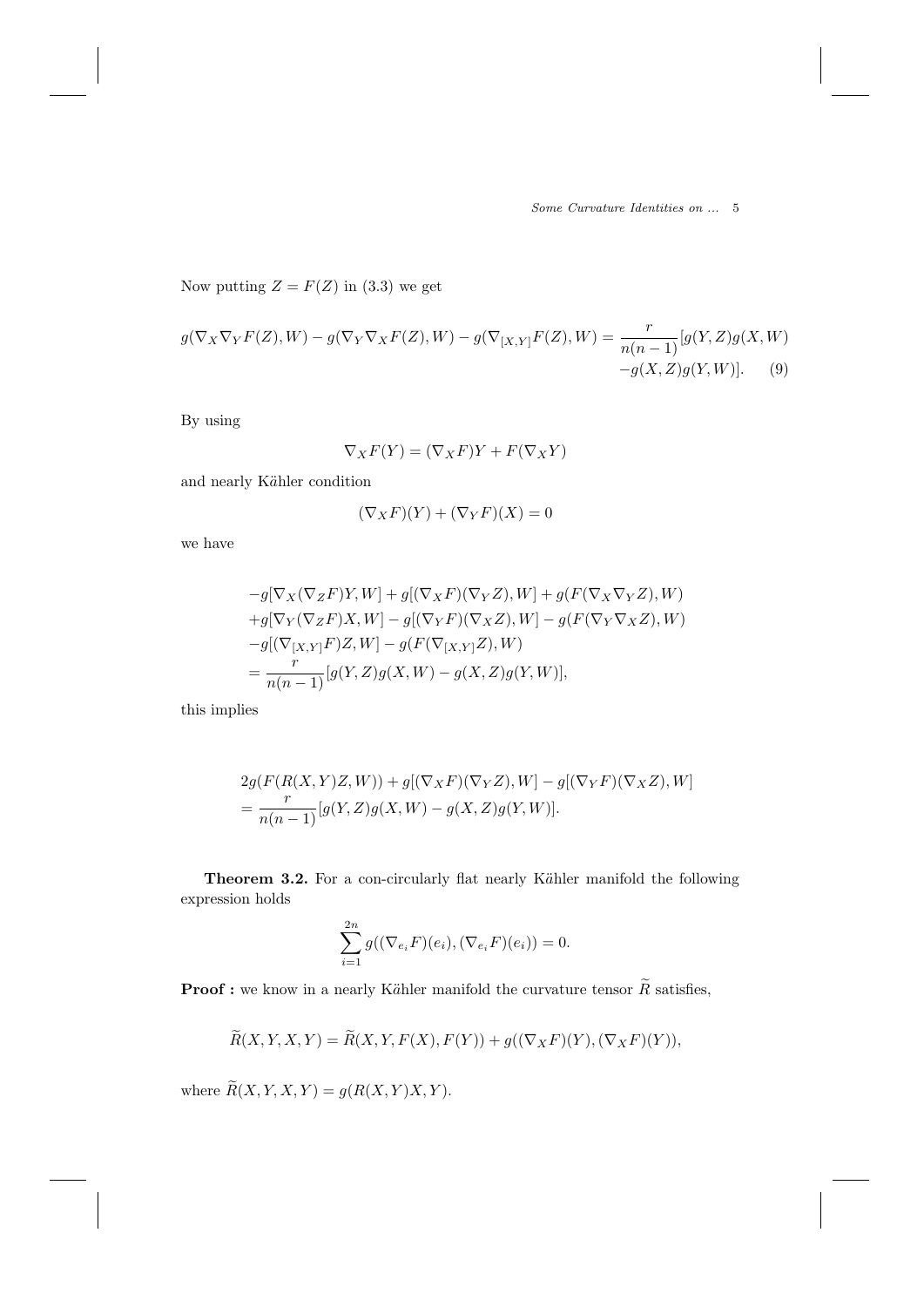Now putting $Z = F(Z)$ in (3.3) we get

$$g(\nabla_X \nabla_Y F(Z), W) - g(\nabla_Y \nabla_X F(Z), W) - g(\nabla_{[X,Y]} F(Z), W) = \frac{r}{n(n-1)}[g(Y,Z)g(X,W) - g(X,Z)g(Y,W)]. \quad (9)$$

By using

$$\nabla_X F(Y) = (\nabla_X F)Y + F(\nabla_X Y)$$

and nearly Kähler condition

$$(\nabla_X F)(Y) + (\nabla_Y F)(X) = 0$$

we have

$$\begin{aligned}
&-g[\nabla_X(\nabla_Z F)Y, W] + g[(\nabla_X F)(\nabla_Y Z), W] + g(F(\nabla_X \nabla_Y Z), W) \\
&+g[\nabla_Y(\nabla_Z F)X, W] - g[(\nabla_Y F)(\nabla_X Z), W] - g(F(\nabla_Y \nabla_X Z), W) \\
&-g[(\nabla_{[X,Y]} F)Z, W] - g(F(\nabla_{[X,Y]} Z), W) \\
&= \frac{r}{n(n-1)}[g(Y,Z)g(X,W) - g(X,Z)g(Y,W)],
\end{aligned}$$

this implies

$$\begin{aligned}
&2g(F(R(X,Y)Z, W)) + g[(\nabla_X F)(\nabla_Y Z), W] - g[(\nabla_Y F)(\nabla_X Z), W] \\
&= \frac{r}{n(n-1)}[g(Y,Z)g(X,W) - g(X,Z)g(Y,W)].
\end{aligned}$$

**Theorem 3.2.** For a con-circularly flat nearly Kähler manifold the following expression holds

$$\sum_{i=1}^{2n} g((\nabla_{e_i} F)(e_i), (\nabla_{e_i} F)(e_i)) = 0.$$

**Proof :** we know in a nearly Kähler manifold the curvature tensor $\widetilde{R}$ satisfies,

$$\widetilde{R}(X,Y,X,Y) = \widetilde{R}(X,Y,F(X),F(Y)) + g((\nabla_X F)(Y), (\nabla_X F)(Y)),$$

where $\widetilde{R}(X,Y,X,Y) = g(R(X,Y)X,Y)$.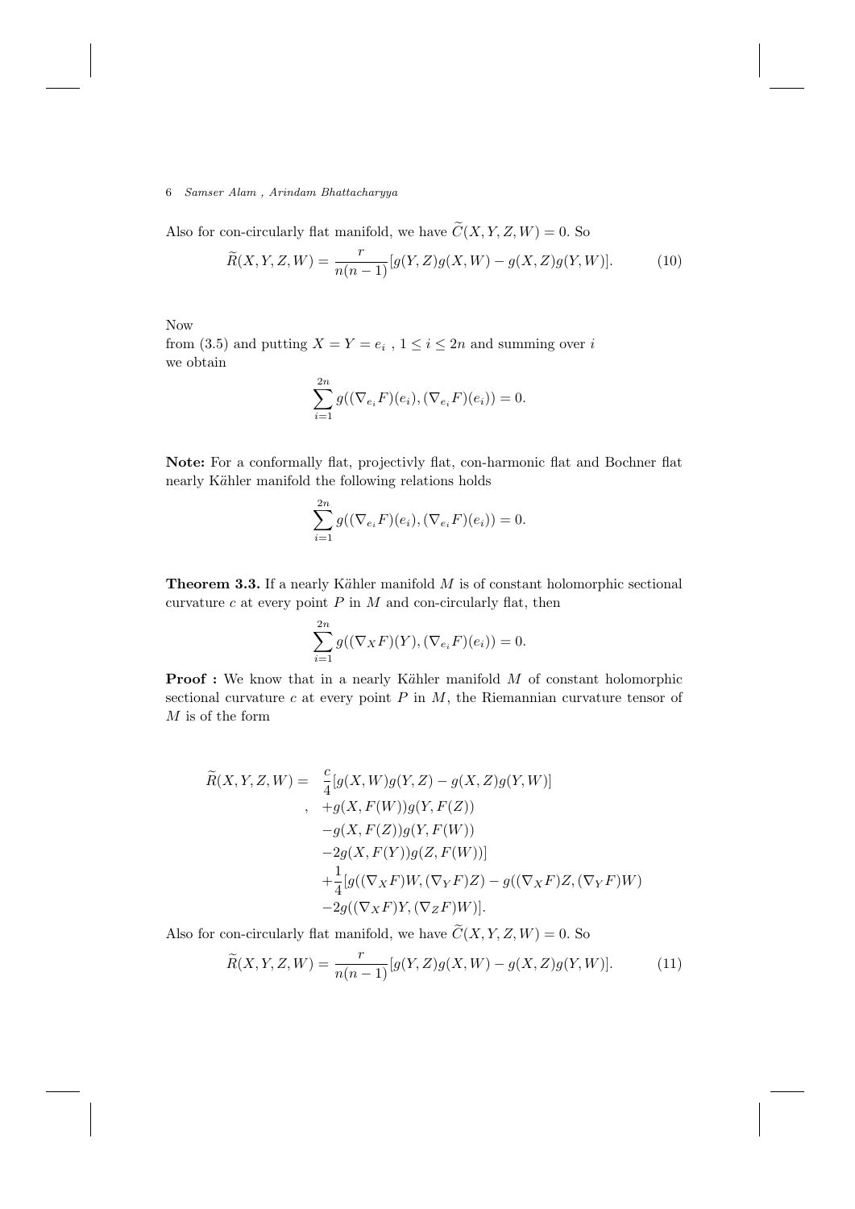Also for con-circularly flat manifold, we have $\widetilde{C}(X,Y,Z,W) = 0$. So

$$\widetilde{R}(X,Y,Z,W) = \frac{r}{n(n-1)}[g(Y,Z)g(X,W) - g(X,Z)g(Y,W)]. \tag{10}$$

Now
from (3.5) and putting $X = Y = e_i$ , $1 \leq i \leq 2n$ and summing over $i$
we obtain

$$\sum_{i=1}^{2n} g((\nabla_{e_i} F)(e_i), (\nabla_{e_i} F)(e_i)) = 0.$$

**Note:** For a conformally flat, projectivly flat, con-harmonic flat and Bochner flat nearly Kähler manifold the following relations holds

$$\sum_{i=1}^{2n} g((\nabla_{e_i} F)(e_i), (\nabla_{e_i} F)(e_i)) = 0.$$

**Theorem 3.3.** If a nearly Kähler manifold $M$ is of constant holomorphic sectional curvature $c$ at every point $P$ in $M$ and con-circularly flat, then

$$\sum_{i=1}^{2n} g((\nabla_X F)(Y), (\nabla_{e_i} F)(e_i)) = 0.$$

**Proof :** We know that in a nearly Kähler manifold $M$ of constant holomorphic sectional curvature $c$ at every point $P$ in $M$, the Riemannian curvature tensor of $M$ is of the form

$$\begin{aligned}
\widetilde{R}(X,Y,Z,W) = \; & \frac{c}{4}[g(X,W)g(Y,Z) - g(X,Z)g(Y,W)] \\
, \; & +g(X,F(W))g(Y,F(Z)) \\
& -g(X,F(Z))g(Y,F(W)) \\
& -2g(X,F(Y))g(Z,F(W))] \\
& +\frac{1}{4}[g((\nabla_X F)W, (\nabla_Y F)Z) - g((\nabla_X F)Z, (\nabla_Y F)W) \\
& -2g((\nabla_X F)Y, (\nabla_Z F)W)].
\end{aligned}$$

Also for con-circularly flat manifold, we have $\widetilde{C}(X,Y,Z,W) = 0$. So

$$\widetilde{R}(X,Y,Z,W) = \frac{r}{n(n-1)}[g(Y,Z)g(X,W) - g(X,Z)g(Y,W)]. \tag{11}$$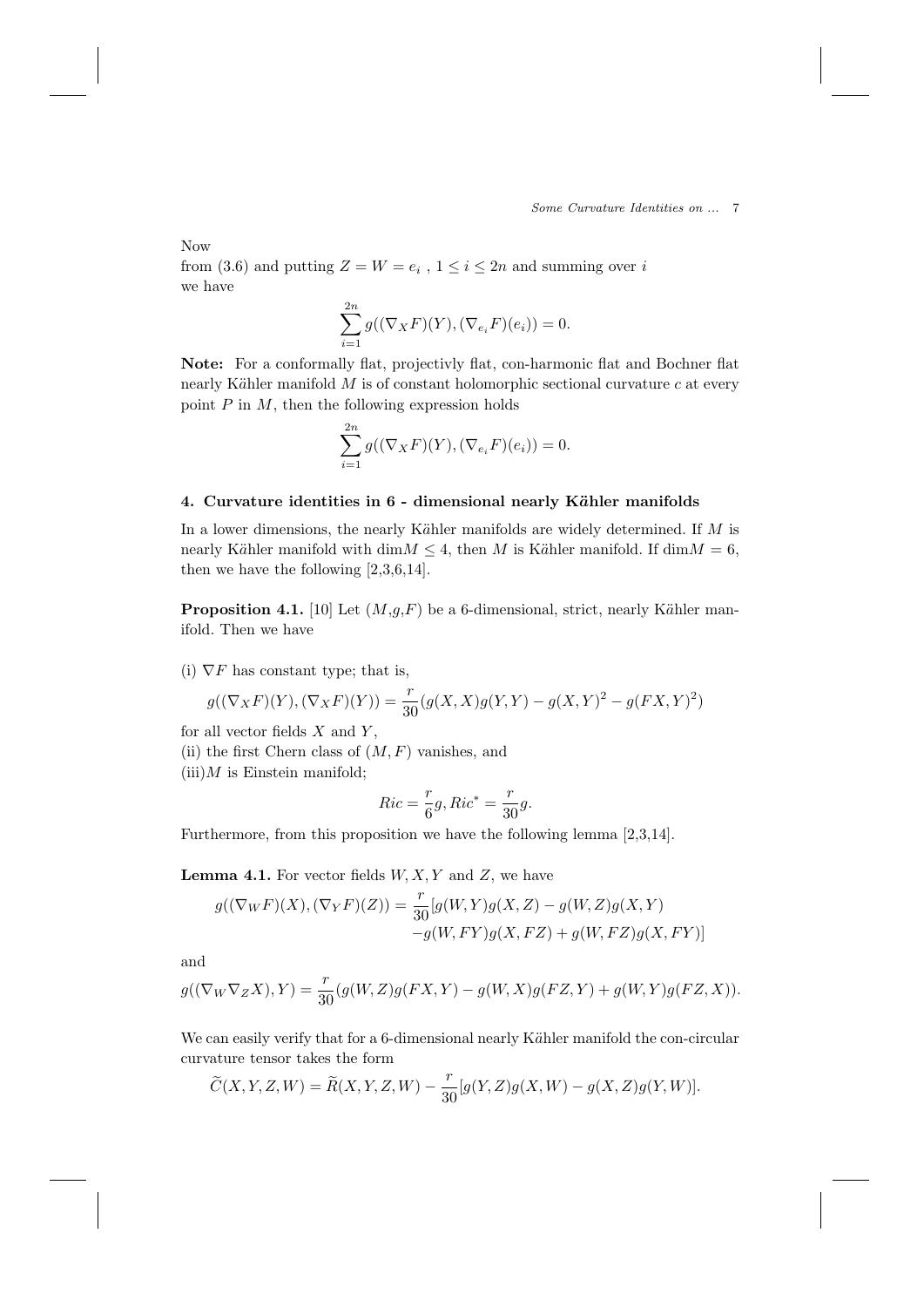Now
from (3.6) and putting $Z = W = e_i$ , $1 \leq i \leq 2n$ and summing over $i$ we have

$$\sum_{i=1}^{2n} g((\nabla_X F)(Y), (\nabla_{e_i} F)(e_i)) = 0.$$

**Note:** For a conformally flat, projectivly flat, con-harmonic flat and Bochner flat nearly Kähler manifold $M$ is of constant holomorphic sectional curvature $c$ at every point $P$ in $M$, then the following expression holds

$$\sum_{i=1}^{2n} g((\nabla_X F)(Y), (\nabla_{e_i} F)(e_i)) = 0.$$

## 4. Curvature identities in 6 - dimensional nearly Kähler manifolds

In a lower dimensions, the nearly Kähler manifolds are widely determined. If $M$ is nearly Kähler manifold with $\dim M \leq 4$, then $M$ is Kähler manifold. If $\dim M = 6$, then we have the following [2,3,6,14].

**Proposition 4.1.** [10] Let $(M,g,F)$ be a 6-dimensional, strict, nearly Kähler manifold. Then we have

(i) $\nabla F$ has constant type; that is,

$$g((\nabla_X F)(Y), (\nabla_X F)(Y)) = \frac{r}{30}(g(X,X)g(Y,Y) - g(X,Y)^2 - g(FX,Y)^2)$$

for all vector fields $X$ and $Y$,
(ii) the first Chern class of $(M,F)$ vanishes, and
(iii)$M$ is Einstein manifold;

$$Ric = \frac{r}{6}g, Ric^* = \frac{r}{30}g.$$

Furthermore, from this proposition we have the following lemma [2,3,14].

**Lemma 4.1.** For vector fields $W, X, Y$ and $Z$, we have

$$\begin{aligned} g((\nabla_W F)(X), (\nabla_Y F)(Z)) = \frac{r}{30}[&g(W,Y)g(X,Z) - g(W,Z)g(X,Y) \\ &-g(W,FY)g(X,FZ) + g(W,FZ)g(X,FY)] \end{aligned}$$

and

$$g((\nabla_W \nabla_Z X), Y) = \frac{r}{30}(g(W,Z)g(FX,Y) - g(W,X)g(FZ,Y) + g(W,Y)g(FZ,X)).$$

We can easily verify that for a 6-dimensional nearly Kähler manifold the con-circular curvature tensor takes the form

$$\widetilde{C}(X,Y,Z,W) = \widetilde{R}(X,Y,Z,W) - \frac{r}{30}[g(Y,Z)g(X,W) - g(X,Z)g(Y,W)].$$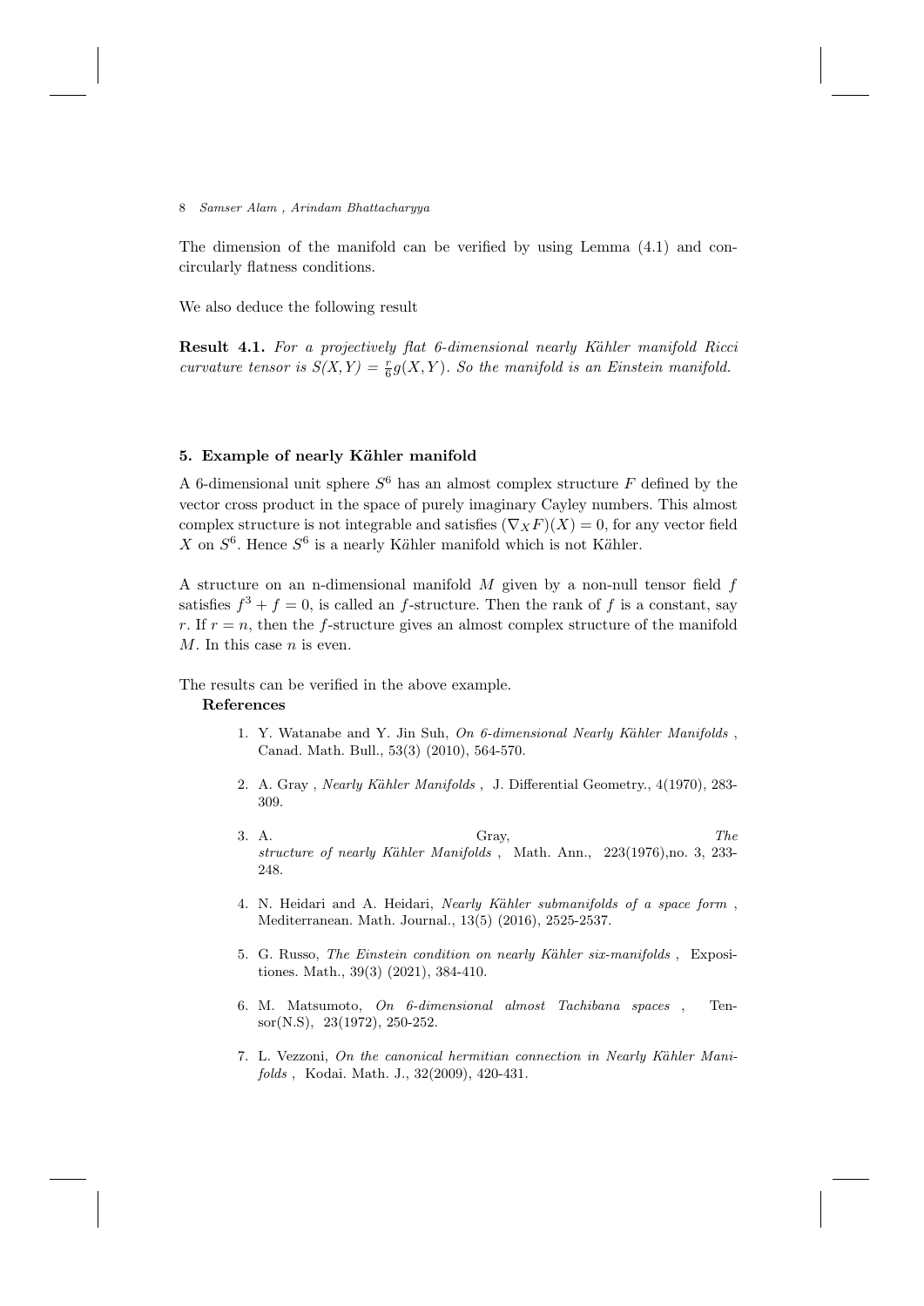The dimension of the manifold can be verified by using Lemma (4.1) and concircularly flatness conditions.

We also deduce the following result

**Result 4.1.** *For a projectively flat 6-dimensional nearly Kähler manifold Ricci curvature tensor is* $S(X,Y) = \frac{r}{6}g(X,Y)$. *So the manifold is an Einstein manifold.*

## 5. Example of nearly Kähler manifold

A 6-dimensional unit sphere $S^6$ has an almost complex structure $F$ defined by the vector cross product in the space of purely imaginary Cayley numbers. This almost complex structure is not integrable and satisfies $(\nabla_X F)(X) = 0$, for any vector field $X$ on $S^6$. Hence $S^6$ is a nearly Kähler manifold which is not Kähler.

A structure on an n-dimensional manifold $M$ given by a non-null tensor field $f$ satisfies $f^3 + f = 0$, is called an $f$-structure. Then the rank of $f$ is a constant, say $r$. If $r = n$, then the $f$-structure gives an almost complex structure of the manifold $M$. In this case $n$ is even.

The results can be verified in the above example.

**References**

1. Y. Watanabe and Y. Jin Suh, *On 6-dimensional Nearly Kähler Manifolds*, Canad. Math. Bull., 53(3) (2010), 564-570.
2. A. Gray, *Nearly Kähler Manifolds*, J. Differential Geometry., 4(1970), 283-309.
3. A. Gray, *The structure of nearly Kähler Manifolds*, Math. Ann., 223(1976),no. 3, 233-248.
4. N. Heidari and A. Heidari, *Nearly Kähler submanifolds of a space form*, Mediterranean. Math. Journal., 13(5) (2016), 2525-2537.
5. G. Russo, *The Einstein condition on nearly Kähler six-manifolds*, Expositiones. Math., 39(3) (2021), 384-410.
6. M. Matsumoto, *On 6-dimensional almost Tachibana spaces*, Tensor(N.S), 23(1972), 250-252.
7. L. Vezzoni, *On the canonical hermitian connection in Nearly Kähler Manifolds*, Kodai. Math. J., 32(2009), 420-431.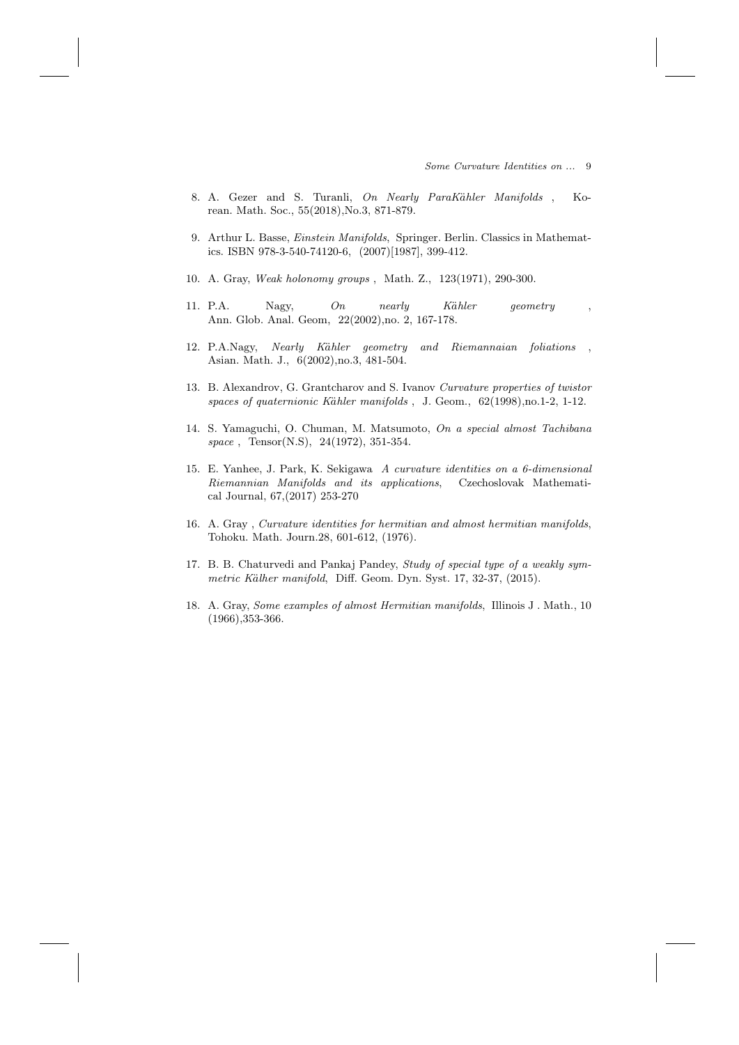8. A. Gezer and S. Turanli, *On Nearly ParaKähler Manifolds* , Korean. Math. Soc., 55(2018),No.3, 871-879.

9. Arthur L. Basse, *Einstein Manifolds*, Springer. Berlin. Classics in Mathematics. ISBN 978-3-540-74120-6, (2007)[1987], 399-412.

10. A. Gray, *Weak holonomy groups* , Math. Z., 123(1971), 290-300.

11. P.A. Nagy, *On nearly Kähler geometry* , Ann. Glob. Anal. Geom, 22(2002),no. 2, 167-178.

12. P.A.Nagy, *Nearly Kähler geometry and Riemannaian foliations* , Asian. Math. J., 6(2002),no.3, 481-504.

13. B. Alexandrov, G. Grantcharov and S. Ivanov *Curvature properties of twistor spaces of quaternionic Kähler manifolds* , J. Geom., 62(1998),no.1-2, 1-12.

14. S. Yamaguchi, O. Chuman, M. Matsumoto, *On a special almost Tachibana space* , Tensor(N.S), 24(1972), 351-354.

15. E. Yanhee, J. Park, K. Sekigawa *A curvature identities on a 6-dimensional Riemannian Manifolds and its applications*, Czechoslovak Mathematical Journal, 67,(2017) 253-270

16. A. Gray , *Curvature identities for hermitian and almost hermitian manifolds*, Tohoku. Math. Journ.28, 601-612, (1976).

17. B. B. Chaturvedi and Pankaj Pandey, *Study of special type of a weakly symmetric Kälher manifold*, Diff. Geom. Dyn. Syst. 17, 32-37, (2015).

18. A. Gray, *Some examples of almost Hermitian manifolds*, Illinois J . Math., 10 (1966),353-366.